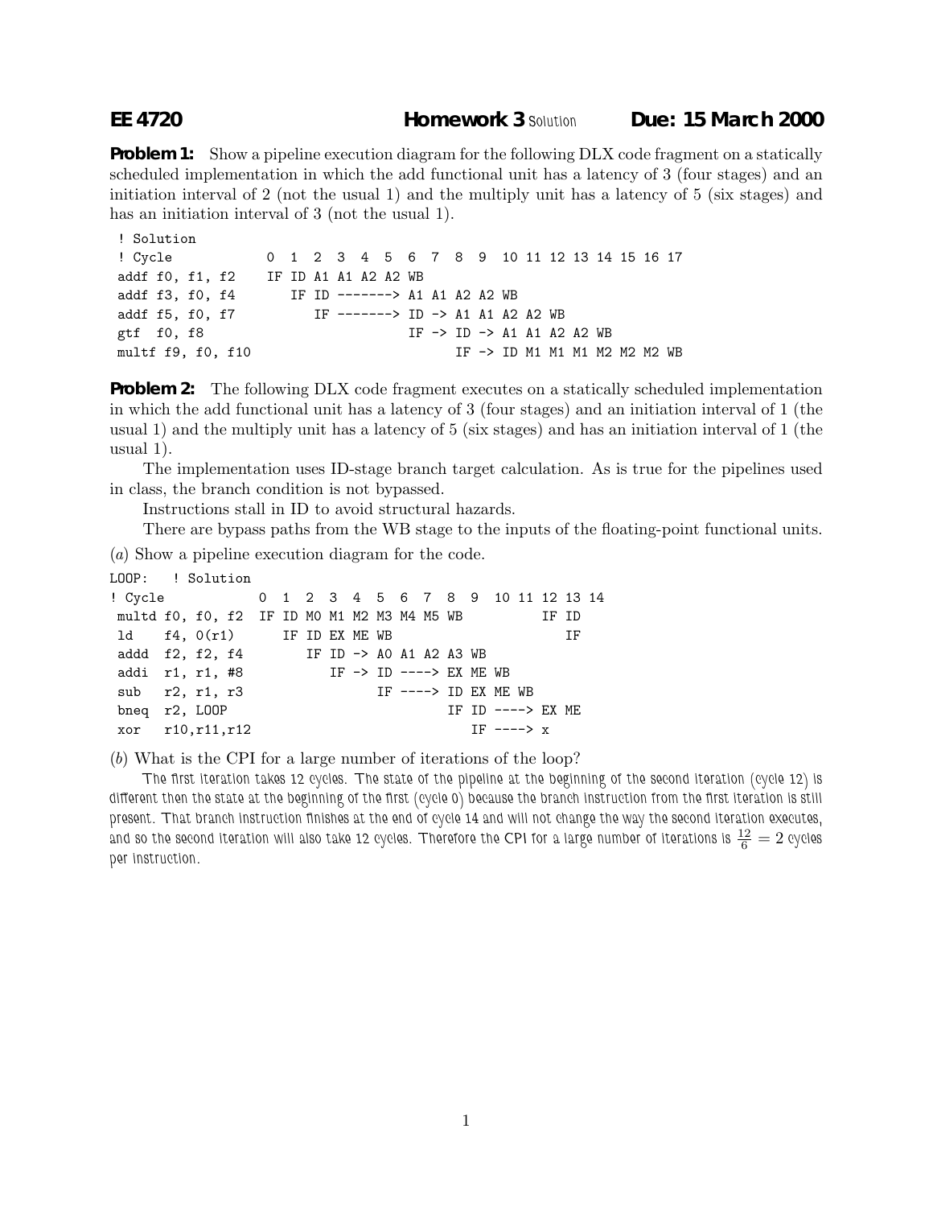**EE 4720** **Homework 3** Solution **Due: 15 March 2000**

**Problem 1:** Show a pipeline execution diagram for the following DLX code fragment on a statically scheduled implementation in which the add functional unit has a latency of 3 (four stages) and an initiation interval of 2 (not the usual 1) and the multiply unit has a latency of 5 (six stages) and has an initiation interval of 3 (not the usual 1).

```
 ! Solution
 ! Cycle           0  1  2  3  4  5  6  7  8  9  10 11 12 13 14 15 16 17
 addf f0, f1, f2   IF ID A1 A1 A2 A2 WB
 addf f3, f0, f4      IF ID -------> A1 A1 A2 A2 WB
 addf f5, f0, f7         IF -------> ID -> A1 A1 A2 A2 WB
 gtf  f0, f8                         IF -> ID -> A1 A1 A2 A2 WB
 multf f9, f0, f10                         IF -> ID M1 M1 M1 M2 M2 M2 WB
```

**Problem 2:** The following DLX code fragment executes on a statically scheduled implementation in which the add functional unit has a latency of 3 (four stages) and an initiation interval of 1 (the usual 1) and the multiply unit has a latency of 5 (six stages) and has an initiation interval of 1 (the usual 1).

The implementation uses ID-stage branch target calculation. As is true for the pipelines used in class, the branch condition is not bypassed.

Instructions stall in ID to avoid structural hazards.

There are bypass paths from the WB stage to the inputs of the floating-point functional units.

(*a*) Show a pipeline execution diagram for the code.

```
LOOP:   ! Solution
! Cycle            0  1  2  3  4  5  6  7  8  9  10 11 12 13 14
 multd f0, f0, f2  IF ID M0 M1 M2 M3 M4 M5 WB          IF ID
 ld    f4, 0(r1)      IF ID EX ME WB                      IF
 addd  f2, f2, f4        IF ID -> A0 A1 A2 A3 WB
 addi  r1, r1, #8           IF -> ID ----> EX ME WB
 sub   r2, r1, r3                 IF ----> ID EX ME WB
 bneq  r2, LOOP                         IF ID ----> EX ME
 xor   r10,r11,r12                         IF ----> x
```

(*b*) What is the CPI for a large number of iterations of the loop?

The first iteration takes 12 cycles. The state of the pipeline at the beginning of the second iteration (cycle 12) is different then the state at the beginning of the first (cycle 0) because the branch instruction from the first iteration is still present. That branch instruction finishes at the end of cycle 14 and will not change the way the second iteration executes, and so the second iteration will also take 12 cycles. Therefore the CPI for a large number of iterations is $\frac{12}{6} = 2$ cycles per instruction.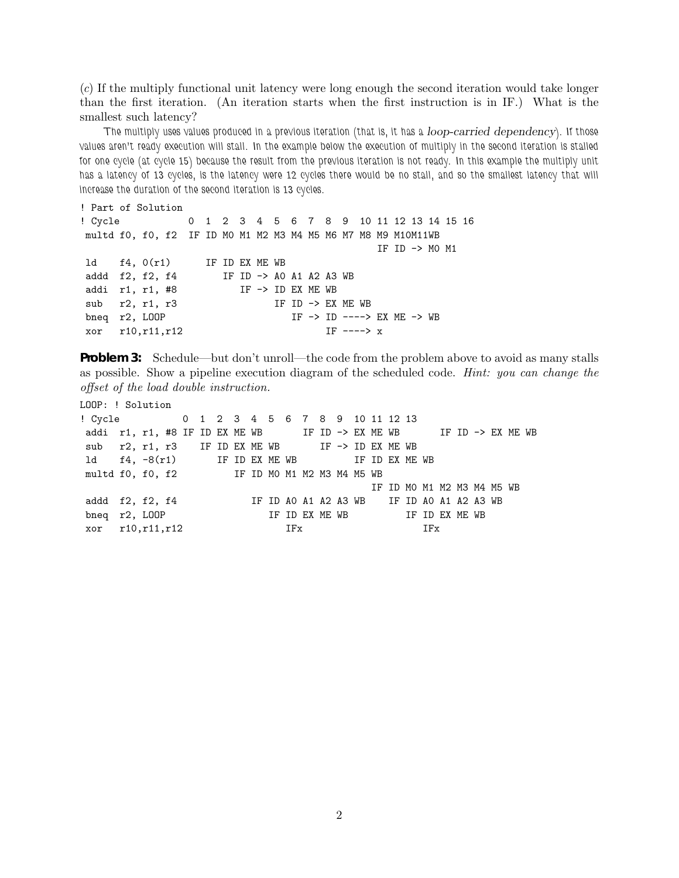(*c*) If the multiply functional unit latency were long enough the second iteration would take longer than the first iteration. (An iteration starts when the first instruction is in IF.) What is the smallest such latency?

The multiply uses values produced in a previous iteration (that is, it has a *loop-carried dependency*). If those values aren't ready execution will stall. In the example below the execution of multiply in the second iteration is stalled for one cycle (at cycle 15) because the result from the previous iteration is not ready. In this example the multiply unit has a latency of 13 cycles, is the latency were 12 cycles there would be no stall, and so the smallest latency that will increase the duration of the second iteration is 13 cycles.

```
! Part of Solution
! Cycle           0  1  2  3  4  5  6  7  8  9  10 11 12 13 14 15 16
 multd f0, f0, f2  IF ID M0 M1 M2 M3 M4 M5 M6 M7 M8 M9 M10M11WB
                                                     IF ID -> M0 M1
 ld    f4, 0(r1)      IF ID EX ME WB
 addd  f2, f2, f4        IF ID -> A0 A1 A2 A3 WB
 addi  r1, r1, #8           IF -> ID EX ME WB
 sub   r2, r1, r3                 IF ID -> EX ME WB
 bneq  r2, LOOP                      IF -> ID ----> EX ME -> WB
 xor   r10,r11,r12                         IF ----> x
```

**Problem 3:** Schedule—but don't unroll—the code from the problem above to avoid as many stalls as possible. Show a pipeline execution diagram of the scheduled code. *Hint: you can change the offset of the load double instruction.*

```
LOOP: ! Solution
! Cycle          0  1  2  3  4  5  6  7  8  9  10 11 12 13
 addi  r1, r1, #8 IF ID EX ME WB       IF ID -> EX ME WB       IF ID -> EX ME WB
 sub   r2, r1, r3    IF ID EX ME WB       IF -> ID EX ME WB
 ld    f4, -8(r1)       IF ID EX ME WB         IF ID EX ME WB
 multd f0, f0, f2          IF ID M0 M1 M2 M3 M4 M5 WB
                                                    IF ID M0 M1 M2 M3 M4 M5 WB
 addd  f2, f2, f4             IF ID A0 A1 A2 A3 WB    IF ID A0 A1 A2 A3 WB
 bneq  r2, LOOP                  IF ID EX ME WB          IF ID EX ME WB
 xor   r10,r11,r12                  IFx                     IFx
```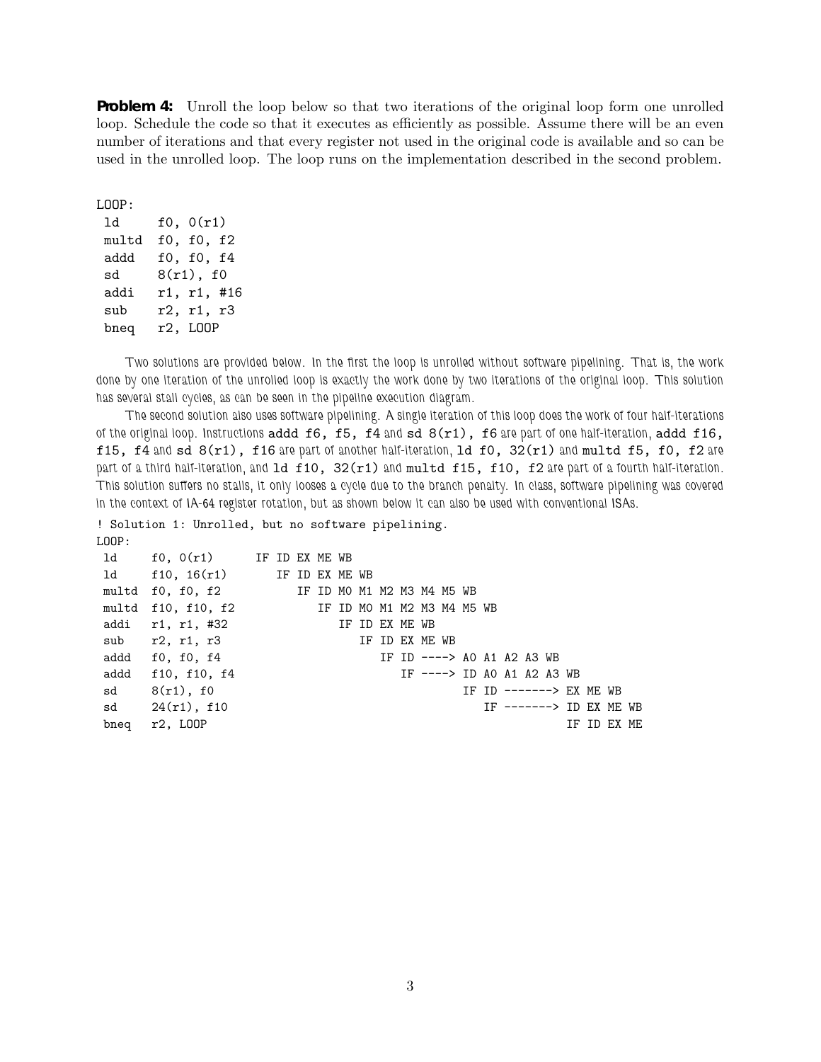**Problem 4:** Unroll the loop below so that two iterations of the original loop form one unrolled loop. Schedule the code so that it executes as efficiently as possible. Assume there will be an even number of iterations and that every register not used in the original code is available and so can be used in the unrolled loop. The loop runs on the implementation described in the second problem.

```
LOOP:
 ld     f0, 0(r1)
 multd  f0, f0, f2
 addd   f0, f0, f4
 sd     8(r1), f0
 addi   r1, r1, #16
 sub    r2, r1, r3
 bneq   r2, LOOP
```

Two solutions are provided below. In the first the loop is unrolled without software pipelining. That is, the work done by one iteration of the unrolled loop is exactly the work done by two iterations of the original loop. This solution has several stall cycles, as can be seen in the pipeline execution diagram.

The second solution also uses software pipelining. A single iteration of this loop does the work of four half-iterations of the original loop. Instructions `addd f6, f5, f4` and `sd 8(r1), f6` are part of one half-iteration, `addd f16, f15, f4` and `sd 8(r1), f16` are part of another half-iteration, `ld f0, 32(r1)` and `multd f5, f0, f2` are part of a third half-iteration, and `ld f10, 32(r1)` and `multd f15, f10, f2` are part of a fourth half-iteration. This solution suffers no stalls, it only looses a cycle due to the branch penalty. In class, software pipelining was covered in the context of IA-64 register rotation, but as shown below it can also be used with conventional ISAs.

```
! Solution 1: Unrolled, but no software pipelining.
LOOP:
 ld     f0, 0(r1)      IF ID EX ME WB
 ld     f10, 16(r1)       IF ID EX ME WB
 multd  f0, f0, f2           IF ID M0 M1 M2 M3 M4 M5 WB
 multd  f10, f10, f2            IF ID M0 M1 M2 M3 M4 M5 WB
 addi   r1, r1, #32                IF ID EX ME WB
 sub    r2, r1, r3                    IF ID EX ME WB
 addd   f0, f0, f4                       IF ID ----> A0 A1 A2 A3 WB
 addd   f10, f10, f4                        IF ----> ID A0 A1 A2 A3 WB
 sd     8(r1), f0                                 IF ID -------> EX ME WB
 sd     24(r1), f10                                  IF -------> ID EX ME WB
 bneq   r2, LOOP                                             IF ID EX ME
```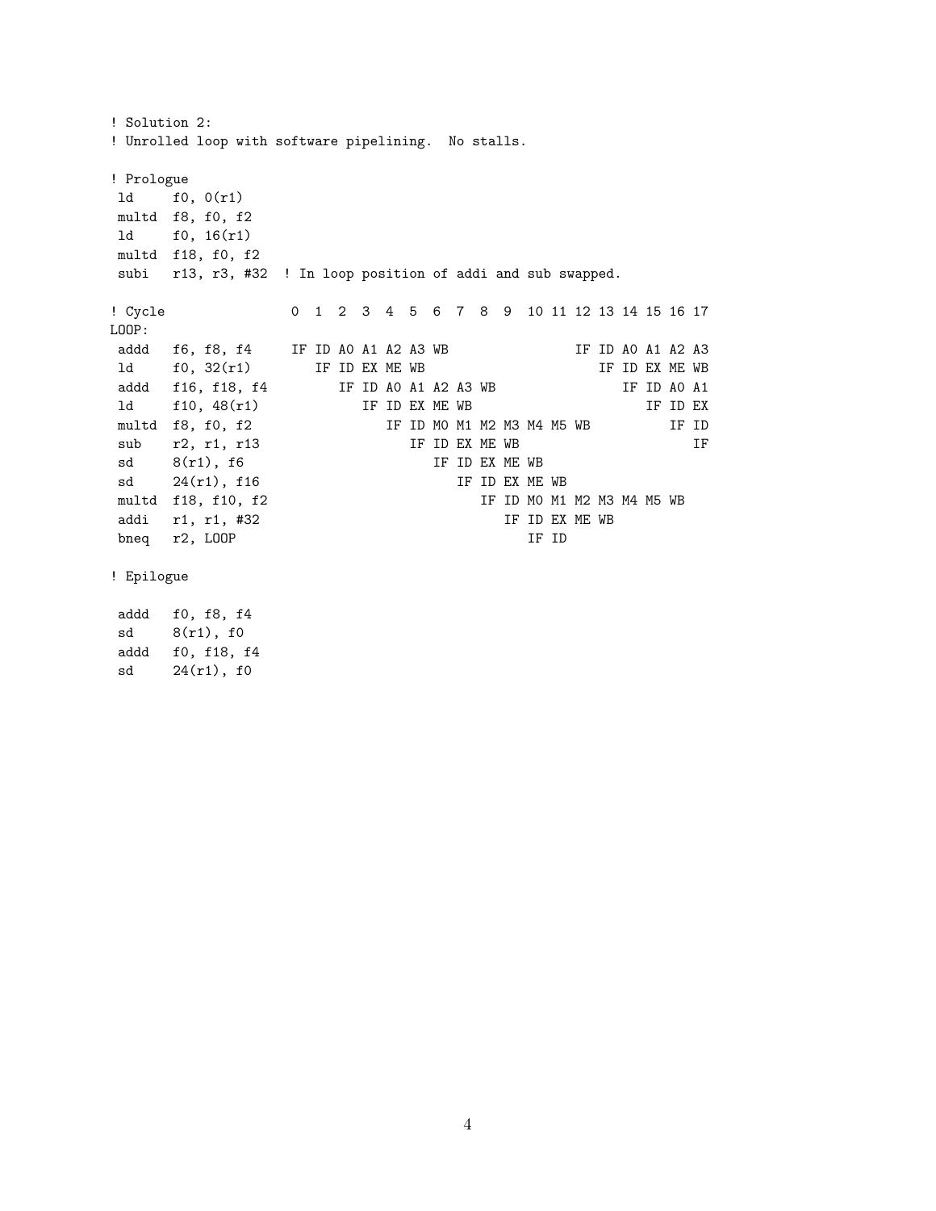```
! Solution 2:
! Unrolled loop with software pipelining.  No stalls.

! Prologue
 ld     f0, 0(r1)
 multd  f8, f0, f2
 ld     f0, 16(r1)
 multd  f18, f0, f2
 subi   r13, r3, #32  ! In loop position of addi and sub swapped.

! Cycle                0  1  2  3  4  5  6  7  8  9  10 11 12 13 14 15 16 17
LOOP:
 addd   f6, f8, f4     IF ID A0 A1 A2 A3 WB                IF ID A0 A1 A2 A3
 ld     f0, 32(r1)        IF ID EX ME WB                      IF ID EX ME WB
 addd   f16, f18, f4         IF ID A0 A1 A2 A3 WB                IF ID A0 A1
 ld     f10, 48(r1)             IF ID EX ME WB                      IF ID EX
 multd  f8, f0, f2                 IF ID M0 M1 M2 M3 M4 M5 WB          IF ID
 sub    r2, r1, r13                   IF ID EX ME WB                      IF
 sd     8(r1), f6                        IF ID EX ME WB
 sd     24(r1), f16                         IF ID EX ME WB
 multd  f18, f10, f2                           IF ID M0 M1 M2 M3 M4 M5 WB
 addi   r1, r1, #32                               IF ID EX ME WB
 bneq   r2, LOOP                                     IF ID

! Epilogue

 addd   f0, f8, f4
 sd     8(r1), f0
 addd   f0, f18, f4
 sd     24(r1), f0
```